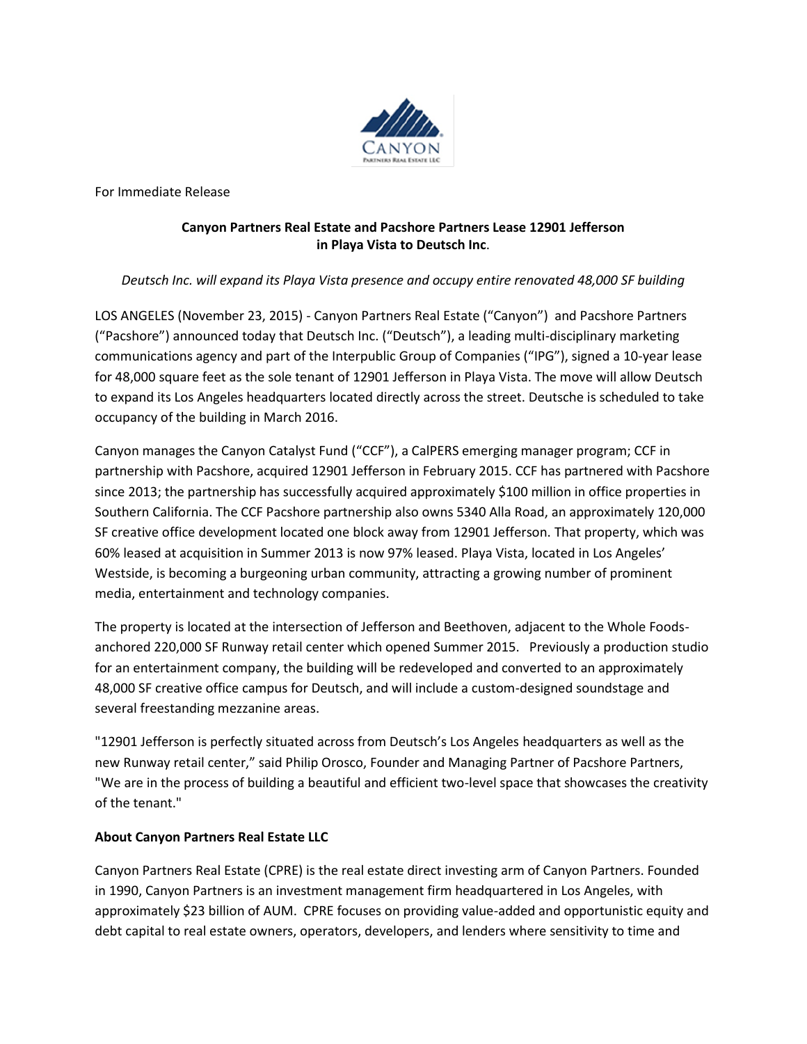For Immediate Release

**Canyon Partners Real Estate and Pacshore Partners Lease 12901 Jefferson in Playa Vista to Deutsch Inc.**

*Deutsch Inc. will expand its Playa Vista presence and occupy entire renovated 48,000 SF building*

LOS ANGELES (November 23, 2015) - Canyon Partners Real Estate ("Canyon") and Pacshore Partners ("Pacshore") announced today that Deutsch Inc. ("Deutsch"), a leading multi-disciplinary marketing communications agency and part of the Interpublic Group of Companies ("IPG"), signed a 10-year lease for 48,000 square feet as the sole tenant of 12901 Jefferson in Playa Vista. The move will allow Deutsch to expand its Los Angeles headquarters located directly across the street. Deutsche is scheduled to take occupancy of the building in March 2016.

Canyon manages the Canyon Catalyst Fund ("CCF"), a CalPERS emerging manager program; CCF in partnership with Pacshore, acquired 12901 Jefferson in February 2015. CCF has partnered with Pacshore since 2013; the partnership has successfully acquired approximately $100 million in office properties in Southern California. The CCF Pacshore partnership also owns 5340 Alla Road, an approximately 120,000 SF creative office development located one block away from 12901 Jefferson. That property, which was 60% leased at acquisition in Summer 2013 is now 97% leased. Playa Vista, located in Los Angeles' Westside, is becoming a burgeoning urban community, attracting a growing number of prominent media, entertainment and technology companies.

The property is located at the intersection of Jefferson and Beethoven, adjacent to the Whole Foods-anchored 220,000 SF Runway retail center which opened Summer 2015. Previously a production studio for an entertainment company, the building will be redeveloped and converted to an approximately 48,000 SF creative office campus for Deutsch, and will include a custom-designed soundstage and several freestanding mezzanine areas.

"12901 Jefferson is perfectly situated across from Deutsch's Los Angeles headquarters as well as the new Runway retail center," said Philip Orosco, Founder and Managing Partner of Pacshore Partners, "We are in the process of building a beautiful and efficient two-level space that showcases the creativity of the tenant."

**About Canyon Partners Real Estate LLC**

Canyon Partners Real Estate (CPRE) is the real estate direct investing arm of Canyon Partners. Founded in 1990, Canyon Partners is an investment management firm headquartered in Los Angeles, with approximately $23 billion of AUM. CPRE focuses on providing value-added and opportunistic equity and debt capital to real estate owners, operators, developers, and lenders where sensitivity to time and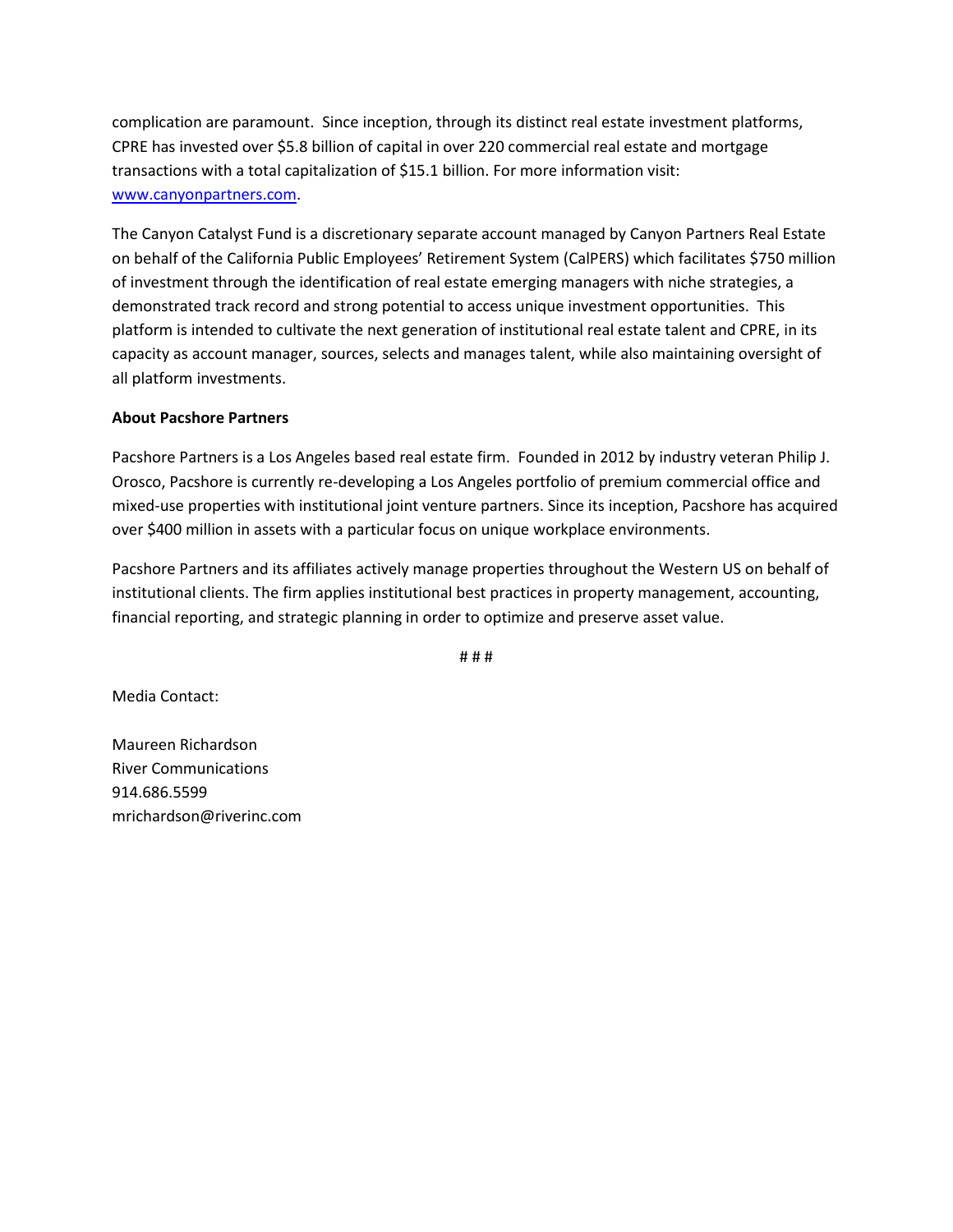complication are paramount. Since inception, through its distinct real estate investment platforms, CPRE has invested over $5.8 billion of capital in over 220 commercial real estate and mortgage transactions with a total capitalization of $15.1 billion. For more information visit: www.canyonpartners.com.

The Canyon Catalyst Fund is a discretionary separate account managed by Canyon Partners Real Estate on behalf of the California Public Employees' Retirement System (CalPERS) which facilitates $750 million of investment through the identification of real estate emerging managers with niche strategies, a demonstrated track record and strong potential to access unique investment opportunities. This platform is intended to cultivate the next generation of institutional real estate talent and CPRE, in its capacity as account manager, sources, selects and manages talent, while also maintaining oversight of all platform investments.

**About Pacshore Partners**

Pacshore Partners is a Los Angeles based real estate firm. Founded in 2012 by industry veteran Philip J. Orosco, Pacshore is currently re-developing a Los Angeles portfolio of premium commercial office and mixed-use properties with institutional joint venture partners. Since its inception, Pacshore has acquired over $400 million in assets with a particular focus on unique workplace environments.

Pacshore Partners and its affiliates actively manage properties throughout the Western US on behalf of institutional clients. The firm applies institutional best practices in property management, accounting, financial reporting, and strategic planning in order to optimize and preserve asset value.

# # #

Media Contact:

Maureen Richardson
River Communications
914.686.5599
mrichardson@riverinc.com